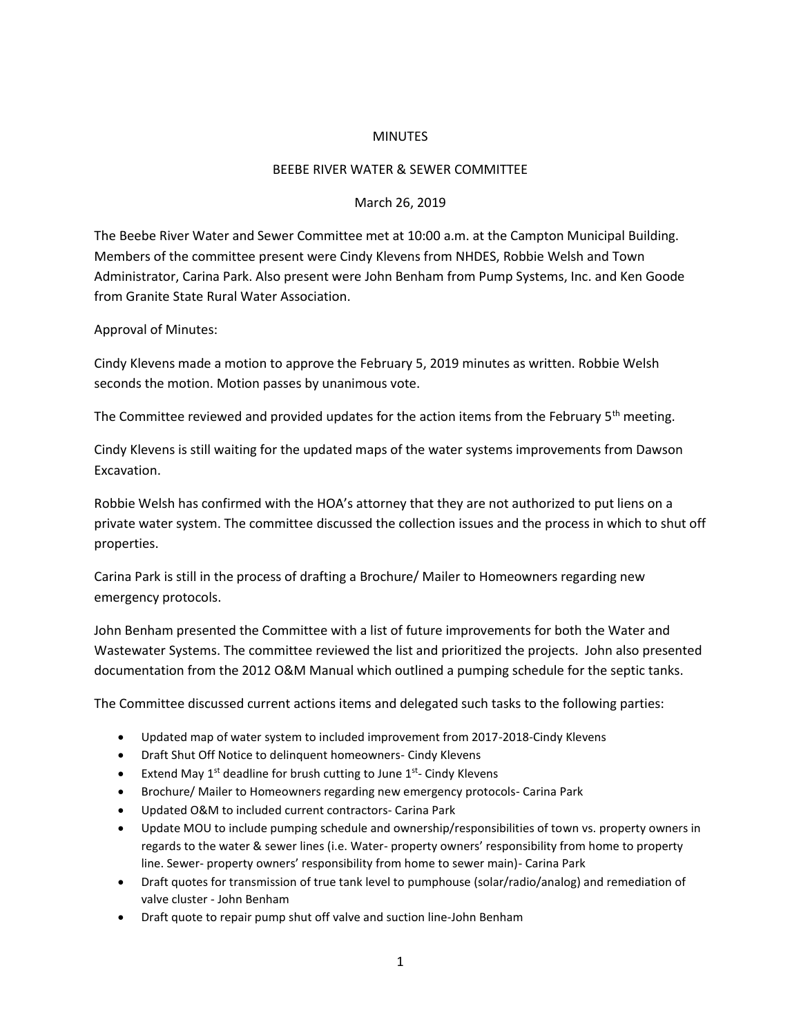MINUTES

BEEBE RIVER WATER & SEWER COMMITTEE

March 26, 2019

The Beebe River Water and Sewer Committee met at 10:00 a.m. at the Campton Municipal Building. Members of the committee present were Cindy Klevens from NHDES, Robbie Welsh and Town Administrator, Carina Park. Also present were John Benham from Pump Systems, Inc. and Ken Goode from Granite State Rural Water Association.

Approval of Minutes:

Cindy Klevens made a motion to approve the February 5, 2019 minutes as written. Robbie Welsh seconds the motion. Motion passes by unanimous vote.

The Committee reviewed and provided updates for the action items from the February 5th meeting.

Cindy Klevens is still waiting for the updated maps of the water systems improvements from Dawson Excavation.

Robbie Welsh has confirmed with the HOA's attorney that they are not authorized to put liens on a private water system. The committee discussed the collection issues and the process in which to shut off properties.

Carina Park is still in the process of drafting a Brochure/ Mailer to Homeowners regarding new emergency protocols.

John Benham presented the Committee with a list of future improvements for both the Water and Wastewater Systems. The committee reviewed the list and prioritized the projects. John also presented documentation from the 2012 O&M Manual which outlined a pumping schedule for the septic tanks.

The Committee discussed current actions items and delegated such tasks to the following parties:

- Updated map of water system to included improvement from 2017-2018-Cindy Klevens
- Draft Shut Off Notice to delinquent homeowners- Cindy Klevens
- Extend May 1st deadline for brush cutting to June 1st- Cindy Klevens
- Brochure/ Mailer to Homeowners regarding new emergency protocols- Carina Park
- Updated O&M to included current contractors- Carina Park
- Update MOU to include pumping schedule and ownership/responsibilities of town vs. property owners in regards to the water & sewer lines (i.e. Water- property owners' responsibility from home to property line. Sewer- property owners' responsibility from home to sewer main)- Carina Park
- Draft quotes for transmission of true tank level to pumphouse (solar/radio/analog) and remediation of valve cluster - John Benham
- Draft quote to repair pump shut off valve and suction line-John Benham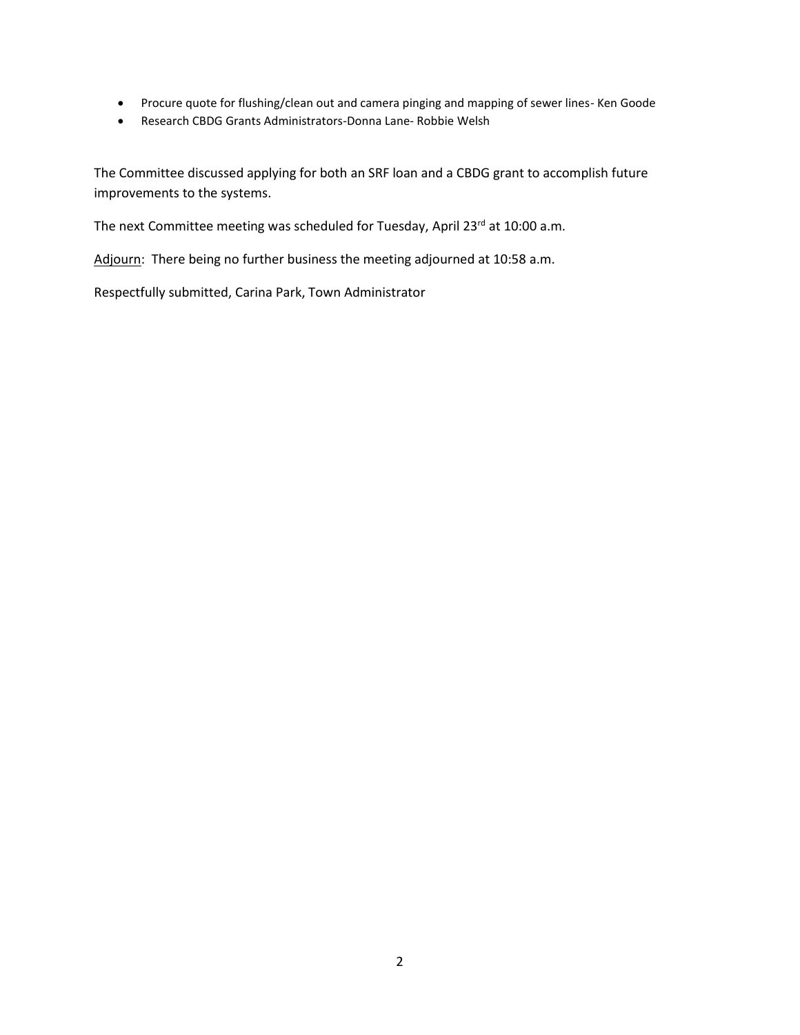- Procure quote for flushing/clean out and camera pinging and mapping of sewer lines- Ken Goode
- Research CBDG Grants Administrators-Donna Lane- Robbie Welsh

The Committee discussed applying for both an SRF loan and a CBDG grant to accomplish future improvements to the systems.

The next Committee meeting was scheduled for Tuesday, April 23rd at 10:00 a.m.

Adjourn: There being no further business the meeting adjourned at 10:58 a.m.

Respectfully submitted, Carina Park, Town Administrator